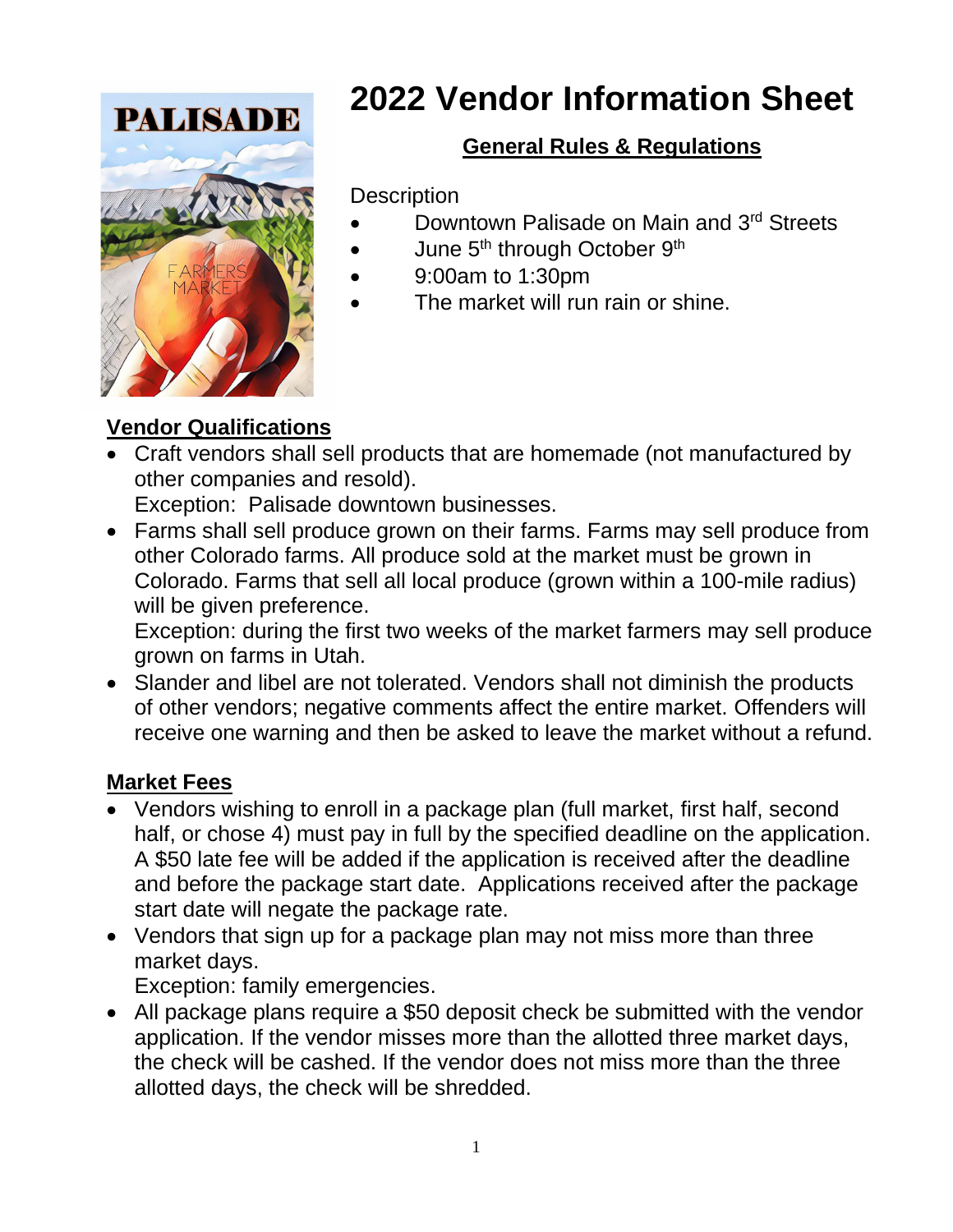# 2022 Vendor Information Sheet

## General Rules & Regulations

Description

- Downtown Palisade on Main and 3rd Streets
- June 5th through October 9th
- 9:00am to 1:30pm
- The market will run rain or shine.

## Vendor Qualifications

- Craft vendors shall sell products that are homemade (not manufactured by other companies and resold).
  Exception: Palisade downtown businesses.
- Farms shall sell produce grown on their farms. Farms may sell produce from other Colorado farms. All produce sold at the market must be grown in Colorado. Farms that sell all local produce (grown within a 100-mile radius) will be given preference.
  Exception: during the first two weeks of the market farmers may sell produce grown on farms in Utah.
- Slander and libel are not tolerated. Vendors shall not diminish the products of other vendors; negative comments affect the entire market. Offenders will receive one warning and then be asked to leave the market without a refund.

## Market Fees

- Vendors wishing to enroll in a package plan (full market, first half, second half, or chose 4) must pay in full by the specified deadline on the application. A $50 late fee will be added if the application is received after the deadline and before the package start date. Applications received after the package start date will negate the package rate.
- Vendors that sign up for a package plan may not miss more than three market days.
  Exception: family emergencies.
- All package plans require a $50 deposit check be submitted with the vendor application. If the vendor misses more than the allotted three market days, the check will be cashed. If the vendor does not miss more than the three allotted days, the check will be shredded.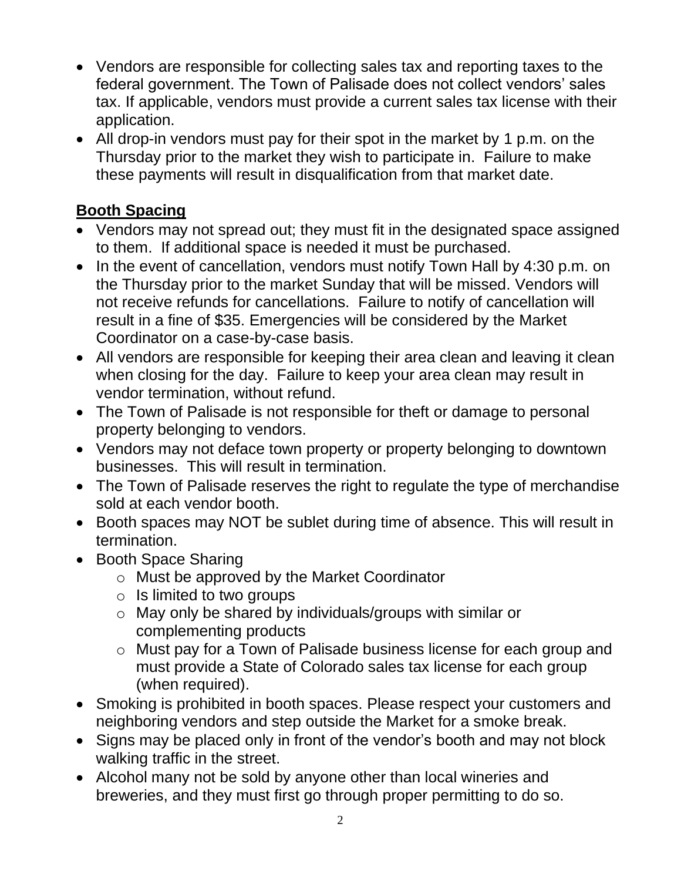- Vendors are responsible for collecting sales tax and reporting taxes to the federal government. The Town of Palisade does not collect vendors' sales tax. If applicable, vendors must provide a current sales tax license with their application.
- All drop-in vendors must pay for their spot in the market by 1 p.m. on the Thursday prior to the market they wish to participate in. Failure to make these payments will result in disqualification from that market date.

## **Booth Spacing**

- Vendors may not spread out; they must fit in the designated space assigned to them. If additional space is needed it must be purchased.
- In the event of cancellation, vendors must notify Town Hall by 4:30 p.m. on the Thursday prior to the market Sunday that will be missed. Vendors will not receive refunds for cancellations. Failure to notify of cancellation will result in a fine of $35. Emergencies will be considered by the Market Coordinator on a case-by-case basis.
- All vendors are responsible for keeping their area clean and leaving it clean when closing for the day. Failure to keep your area clean may result in vendor termination, without refund.
- The Town of Palisade is not responsible for theft or damage to personal property belonging to vendors.
- Vendors may not deface town property or property belonging to downtown businesses. This will result in termination.
- The Town of Palisade reserves the right to regulate the type of merchandise sold at each vendor booth.
- Booth spaces may NOT be sublet during time of absence. This will result in termination.
- Booth Space Sharing
  - Must be approved by the Market Coordinator
  - Is limited to two groups
  - May only be shared by individuals/groups with similar or complementing products
  - Must pay for a Town of Palisade business license for each group and must provide a State of Colorado sales tax license for each group (when required).
- Smoking is prohibited in booth spaces. Please respect your customers and neighboring vendors and step outside the Market for a smoke break.
- Signs may be placed only in front of the vendor's booth and may not block walking traffic in the street.
- Alcohol many not be sold by anyone other than local wineries and breweries, and they must first go through proper permitting to do so.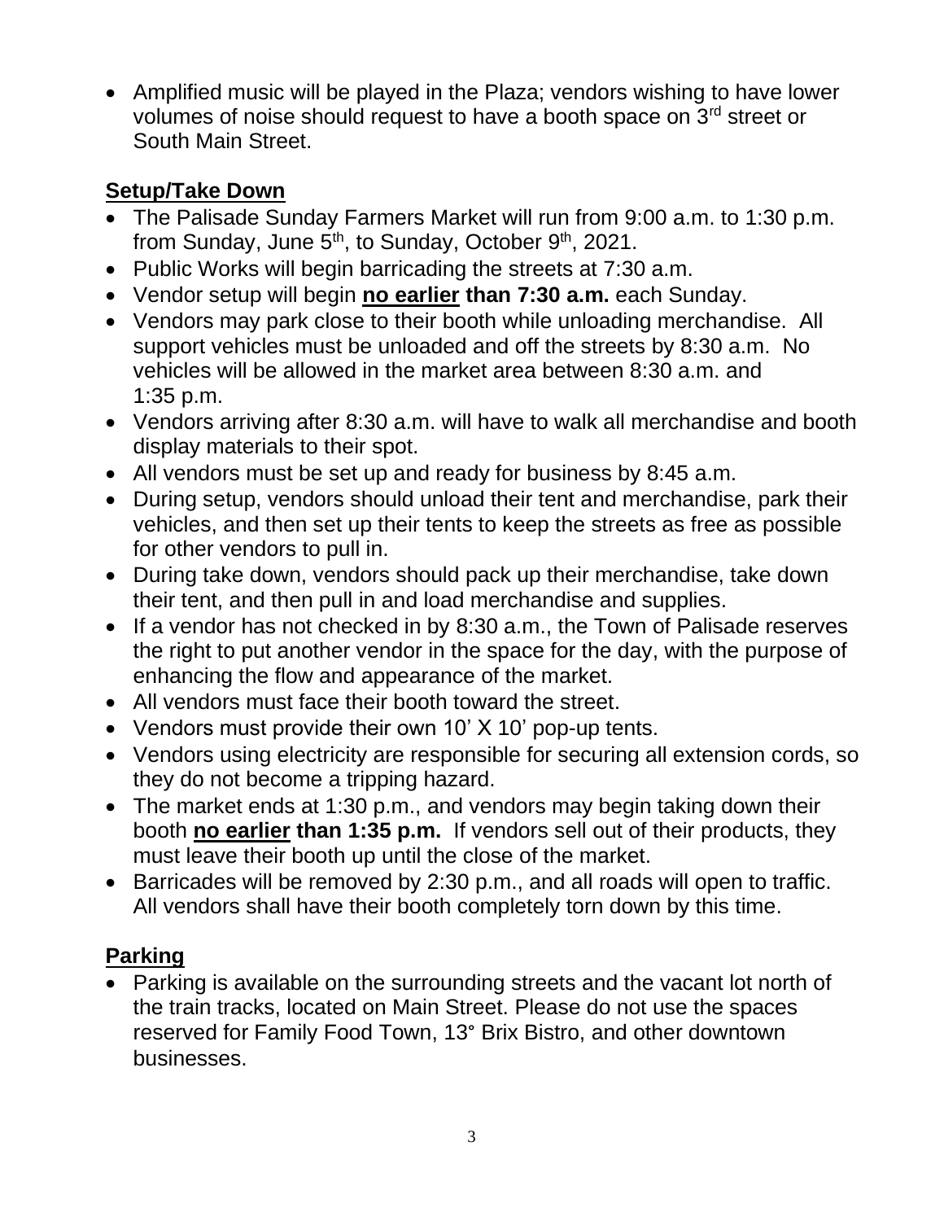- Amplified music will be played in the Plaza; vendors wishing to have lower volumes of noise should request to have a booth space on 3rd street or South Main Street.

## Setup/Take Down

- The Palisade Sunday Farmers Market will run from 9:00 a.m. to 1:30 p.m. from Sunday, June 5th, to Sunday, October 9th, 2021.
- Public Works will begin barricading the streets at 7:30 a.m.
- Vendor setup will begin **no earlier than 7:30 a.m.** each Sunday.
- Vendors may park close to their booth while unloading merchandise. All support vehicles must be unloaded and off the streets by 8:30 a.m. No vehicles will be allowed in the market area between 8:30 a.m. and 1:35 p.m.
- Vendors arriving after 8:30 a.m. will have to walk all merchandise and booth display materials to their spot.
- All vendors must be set up and ready for business by 8:45 a.m.
- During setup, vendors should unload their tent and merchandise, park their vehicles, and then set up their tents to keep the streets as free as possible for other vendors to pull in.
- During take down, vendors should pack up their merchandise, take down their tent, and then pull in and load merchandise and supplies.
- If a vendor has not checked in by 8:30 a.m., the Town of Palisade reserves the right to put another vendor in the space for the day, with the purpose of enhancing the flow and appearance of the market.
- All vendors must face their booth toward the street.
- Vendors must provide their own 10' X 10' pop-up tents.
- Vendors using electricity are responsible for securing all extension cords, so they do not become a tripping hazard.
- The market ends at 1:30 p.m., and vendors may begin taking down their booth **no earlier than 1:35 p.m.** If vendors sell out of their products, they must leave their booth up until the close of the market.
- Barricades will be removed by 2:30 p.m., and all roads will open to traffic. All vendors shall have their booth completely torn down by this time.

## Parking

- Parking is available on the surrounding streets and the vacant lot north of the train tracks, located on Main Street. Please do not use the spaces reserved for Family Food Town, 13° Brix Bistro, and other downtown businesses.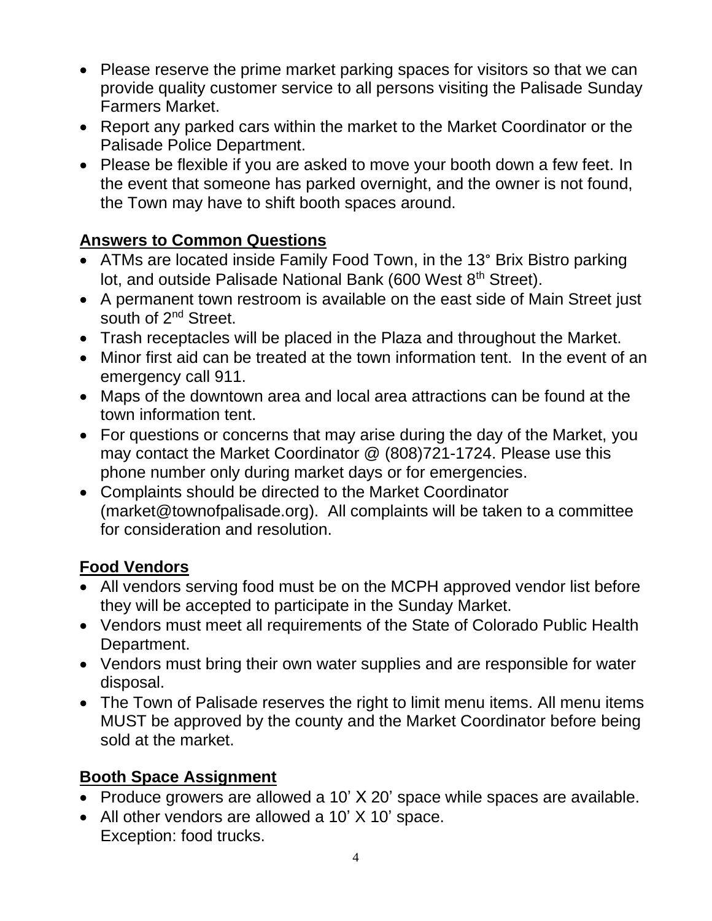- Please reserve the prime market parking spaces for visitors so that we can provide quality customer service to all persons visiting the Palisade Sunday Farmers Market.
- Report any parked cars within the market to the Market Coordinator or the Palisade Police Department.
- Please be flexible if you are asked to move your booth down a few feet. In the event that someone has parked overnight, and the owner is not found, the Town may have to shift booth spaces around.

## Answers to Common Questions

- ATMs are located inside Family Food Town, in the 13° Brix Bistro parking lot, and outside Palisade National Bank (600 West 8th Street).
- A permanent town restroom is available on the east side of Main Street just south of 2nd Street.
- Trash receptacles will be placed in the Plaza and throughout the Market.
- Minor first aid can be treated at the town information tent. In the event of an emergency call 911.
- Maps of the downtown area and local area attractions can be found at the town information tent.
- For questions or concerns that may arise during the day of the Market, you may contact the Market Coordinator @ (808)721-1724. Please use this phone number only during market days or for emergencies.
- Complaints should be directed to the Market Coordinator (market@townofpalisade.org). All complaints will be taken to a committee for consideration and resolution.

## Food Vendors

- All vendors serving food must be on the MCPH approved vendor list before they will be accepted to participate in the Sunday Market.
- Vendors must meet all requirements of the State of Colorado Public Health Department.
- Vendors must bring their own water supplies and are responsible for water disposal.
- The Town of Palisade reserves the right to limit menu items. All menu items MUST be approved by the county and the Market Coordinator before being sold at the market.

## Booth Space Assignment

- Produce growers are allowed a 10' X 20' space while spaces are available.
- All other vendors are allowed a 10' X 10' space.
  Exception: food trucks.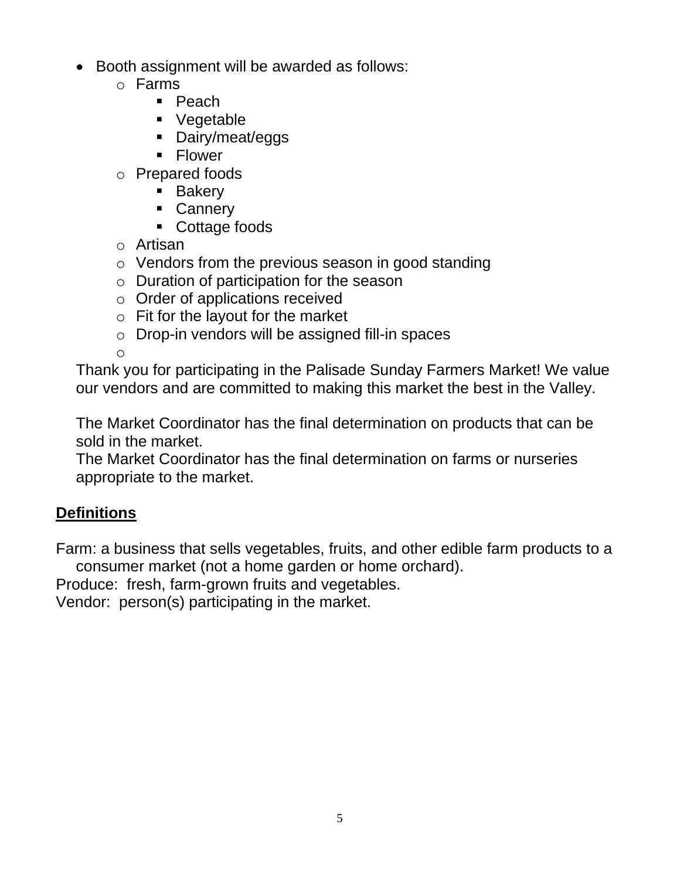- Booth assignment will be awarded as follows:
  - Farms
    - Peach
    - Vegetable
    - Dairy/meat/eggs
    - Flower
  - Prepared foods
    - Bakery
    - Cannery
    - Cottage foods
  - Artisan
  - Vendors from the previous season in good standing
  - Duration of participation for the season
  - Order of applications received
  - Fit for the layout for the market
  - Drop-in vendors will be assigned fill-in spaces

Thank you for participating in the Palisade Sunday Farmers Market! We value our vendors and are committed to making this market the best in the Valley.

The Market Coordinator has the final determination on products that can be sold in the market.
The Market Coordinator has the final determination on farms or nurseries appropriate to the market.

## Definitions

Farm: a business that sells vegetables, fruits, and other edible farm products to a consumer market (not a home garden or home orchard).
Produce: fresh, farm-grown fruits and vegetables.
Vendor: person(s) participating in the market.